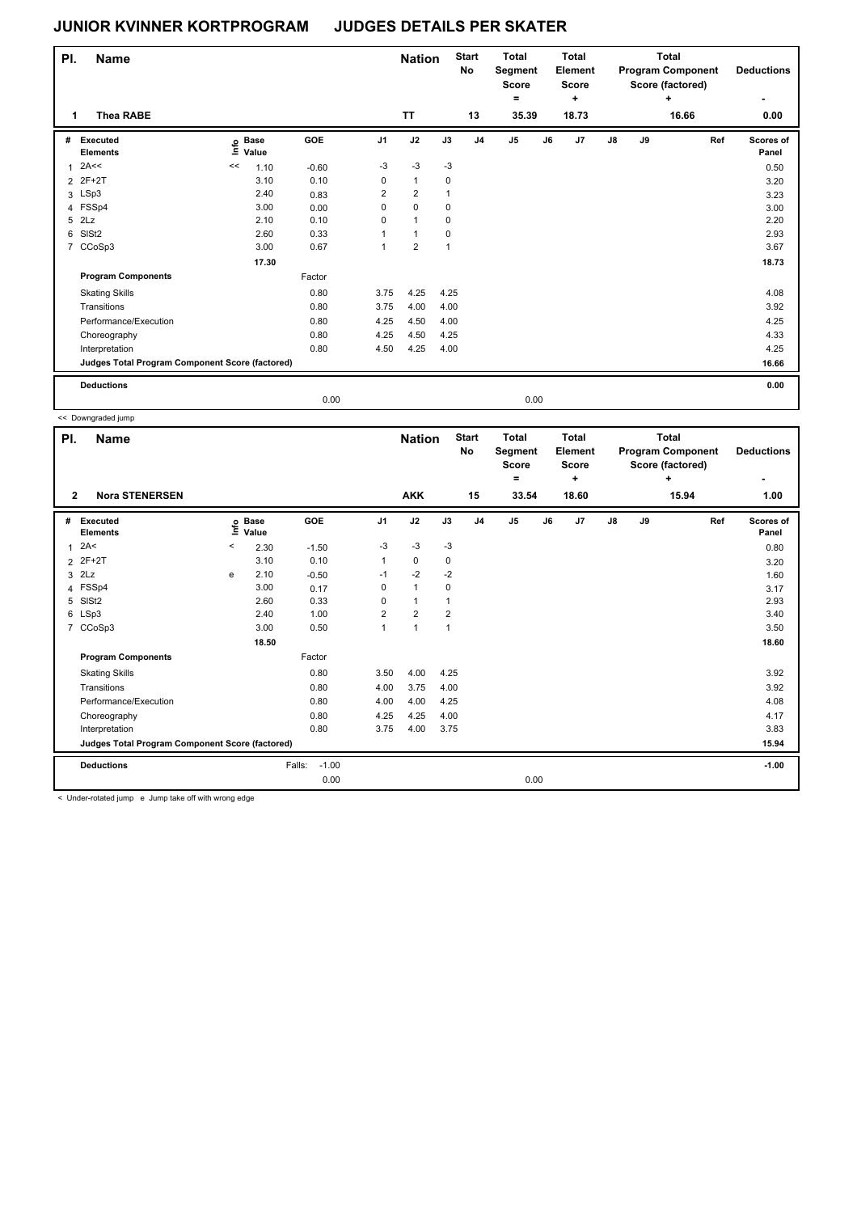# JUNIOR KVINNER KORTPROGRAM JUDGES DETAILS PER SKATER

| Pl. | Name | Nation | Start No | Total Segment Score = | Total Element Score + | Total Program Component Score (factored) + | Deductions - |
|---|---|---|---|---|---|---|---|
| 1 | Thea RABE | TT | 13 | 35.39 | 18.73 | 16.66 | 0.00 |

| # | Executed Elements | Info | Base Value | GOE | J1 | J2 | J3 | J4 | J5 | J6 | J7 | J8 | J9 | Ref | Scores of Panel |
|---|---|---|---|---|---|---|---|---|---|---|---|---|---|---|---|
| 1 | 2A<< | << | 1.10 | -0.60 | -3 | -3 | -3 | | | | | | | | 0.50 |
| 2 | 2F+2T | | 3.10 | 0.10 | 0 | 1 | 0 | | | | | | | | 3.20 |
| 3 | LSp3 | | 2.40 | 0.83 | 2 | 2 | 1 | | | | | | | | 3.23 |
| 4 | FSSp4 | | 3.00 | 0.00 | 0 | 0 | 0 | | | | | | | | 3.00 |
| 5 | 2Lz | | 2.10 | 0.10 | 0 | 1 | 0 | | | | | | | | 2.20 |
| 6 | SlSt2 | | 2.60 | 0.33 | 1 | 1 | 0 | | | | | | | | 2.93 |
| 7 | CCoSp3 | | 3.00 | 0.67 | 1 | 2 | 1 | | | | | | | | 3.67 |
| | | | 17.30 | | | | | | | | | | | | 18.73 |
| | **Program Components** | | | Factor | | | | | | | | | | | |
| | Skating Skills | | | 0.80 | 3.75 | 4.25 | 4.25 | | | | | | | | 4.08 |
| | Transitions | | | 0.80 | 3.75 | 4.00 | 4.00 | | | | | | | | 3.92 |
| | Performance/Execution | | | 0.80 | 4.25 | 4.50 | 4.00 | | | | | | | | 4.25 |
| | Choreography | | | 0.80 | 4.25 | 4.50 | 4.25 | | | | | | | | 4.33 |
| | Interpretation | | | 0.80 | 4.50 | 4.25 | 4.00 | | | | | | | | 4.25 |
| | **Judges Total Program Component Score (factored)** | | | | | | | | | | | | | | 16.66 |
| | **Deductions** | | | | | | | | | | | | | | 0.00 |
| | | | | 0.00 | | | | | 0.00 | | | | | | |

<< Downgraded jump

| Pl. | Name | Nation | Start No | Total Segment Score = | Total Element Score + | Total Program Component Score (factored) + | Deductions - |
|---|---|---|---|---|---|---|---|
| 2 | Nora STENERSEN | AKK | 15 | 33.54 | 18.60 | 15.94 | 1.00 |

| # | Executed Elements | Info | Base Value | GOE | J1 | J2 | J3 | J4 | J5 | J6 | J7 | J8 | J9 | Ref | Scores of Panel |
|---|---|---|---|---|---|---|---|---|---|---|---|---|---|---|---|
| 1 | 2A< | < | 2.30 | -1.50 | -3 | -3 | -3 | | | | | | | | 0.80 |
| 2 | 2F+2T | | 3.10 | 0.10 | 1 | 0 | 0 | | | | | | | | 3.20 |
| 3 | 2Lz | e | 2.10 | -0.50 | -1 | -2 | -2 | | | | | | | | 1.60 |
| 4 | FSSp4 | | 3.00 | 0.17 | 0 | 1 | 0 | | | | | | | | 3.17 |
| 5 | SlSt2 | | 2.60 | 0.33 | 0 | 1 | 1 | | | | | | | | 2.93 |
| 6 | LSp3 | | 2.40 | 1.00 | 2 | 2 | 2 | | | | | | | | 3.40 |
| 7 | CCoSp3 | | 3.00 | 0.50 | 1 | 1 | 1 | | | | | | | | 3.50 |
| | | | 18.50 | | | | | | | | | | | | 18.60 |
| | **Program Components** | | | Factor | | | | | | | | | | | |
| | Skating Skills | | | 0.80 | 3.50 | 4.00 | 4.25 | | | | | | | | 3.92 |
| | Transitions | | | 0.80 | 4.00 | 3.75 | 4.00 | | | | | | | | 3.92 |
| | Performance/Execution | | | 0.80 | 4.00 | 4.00 | 4.25 | | | | | | | | 4.08 |
| | Choreography | | | 0.80 | 4.25 | 4.25 | 4.00 | | | | | | | | 4.17 |
| | Interpretation | | | 0.80 | 3.75 | 4.00 | 3.75 | | | | | | | | 3.83 |
| | **Judges Total Program Component Score (factored)** | | | | | | | | | | | | | | 15.94 |
| | **Deductions** | | Falls: | -1.00 | | | | | | | | | | | -1.00 |
| | | | | 0.00 | | | | | 0.00 | | | | | | |

< Under-rotated jump e Jump take off with wrong edge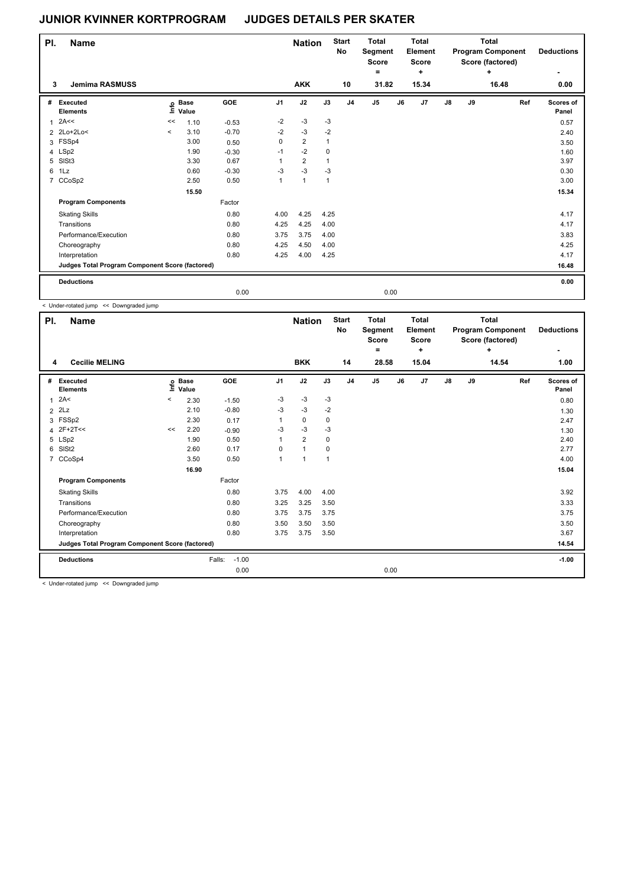# JUNIOR KVINNER KORTPROGRAM JUDGES DETAILS PER SKATER

| Pl. | Name | Nation | Start No | Total Segment Score = | Total Element Score + | Total Program Component Score (factored) + | Deductions - |
|---|---|---|---|---|---|---|---|
| 3 | Jemima RASMUSS | AKK | 10 | 31.82 | 15.34 | 16.48 | 0.00 |

| # | Executed Elements | Info | Base Value | GOE | J1 | J2 | J3 | J4 | J5 | J6 | J7 | J8 | J9 | Ref | Scores of Panel |
|---|---|---|---|---|---|---|---|---|---|---|---|---|---|---|---|
| 1 | 2A<< | << | 1.10 | -0.53 | -2 | -3 | -3 | | | | | | | | 0.57 |
| 2 | 2Lo+2Lo< | < | 3.10 | -0.70 | -2 | -3 | -2 | | | | | | | | 2.40 |
| 3 | FSSp4 | | 3.00 | 0.50 | 0 | 2 | 1 | | | | | | | | 3.50 |
| 4 | LSp2 | | 1.90 | -0.30 | -1 | -2 | 0 | | | | | | | | 1.60 |
| 5 | SlSt3 | | 3.30 | 0.67 | 1 | 2 | 1 | | | | | | | | 3.97 |
| 6 | 1Lz | | 0.60 | -0.30 | -3 | -3 | -3 | | | | | | | | 0.30 |
| 7 | CCoSp2 | | 2.50 | 0.50 | 1 | 1 | 1 | | | | | | | | 3.00 |
| | | | 15.50 | | | | | | | | | | | | 15.34 |
| | **Program Components** | | | Factor | | | | | | | | | | | |
| | Skating Skills | | | 0.80 | 4.00 | 4.25 | 4.25 | | | | | | | | 4.17 |
| | Transitions | | | 0.80 | 4.25 | 4.25 | 4.00 | | | | | | | | 4.17 |
| | Performance/Execution | | | 0.80 | 3.75 | 3.75 | 4.00 | | | | | | | | 3.83 |
| | Choreography | | | 0.80 | 4.25 | 4.50 | 4.00 | | | | | | | | 4.25 |
| | Interpretation | | | 0.80 | 4.25 | 4.00 | 4.25 | | | | | | | | 4.17 |
| | **Judges Total Program Component Score (factored)** | | | | | | | | | | | | | | 16.48 |
| | **Deductions** | | | | | | | | | | | | | | 0.00 |
| | | | | 0.00 | | | | | 0.00 | | | | | | |

< Under-rotated jump << Downgraded jump

| Pl. | Name | Nation | Start No | Total Segment Score = | Total Element Score + | Total Program Component Score (factored) + | Deductions - |
|---|---|---|---|---|---|---|---|
| 4 | Cecilie MELING | BKK | 14 | 28.58 | 15.04 | 14.54 | 1.00 |

| # | Executed Elements | Info | Base Value | GOE | J1 | J2 | J3 | J4 | J5 | J6 | J7 | J8 | J9 | Ref | Scores of Panel |
|---|---|---|---|---|---|---|---|---|---|---|---|---|---|---|---|
| 1 | 2A< | < | 2.30 | -1.50 | -3 | -3 | -3 | | | | | | | | 0.80 |
| 2 | 2Lz | | 2.10 | -0.80 | -3 | -3 | -2 | | | | | | | | 1.30 |
| 3 | FSSp2 | | 2.30 | 0.17 | 1 | 0 | 0 | | | | | | | | 2.47 |
| 4 | 2F+2T<< | << | 2.20 | -0.90 | -3 | -3 | -3 | | | | | | | | 1.30 |
| 5 | LSp2 | | 1.90 | 0.50 | 1 | 2 | 0 | | | | | | | | 2.40 |
| 6 | SlSt2 | | 2.60 | 0.17 | 0 | 1 | 0 | | | | | | | | 2.77 |
| 7 | CCoSp4 | | 3.50 | 0.50 | 1 | 1 | 1 | | | | | | | | 4.00 |
| | | | 16.90 | | | | | | | | | | | | 15.04 |
| | **Program Components** | | | Factor | | | | | | | | | | | |
| | Skating Skills | | | 0.80 | 3.75 | 4.00 | 4.00 | | | | | | | | 3.92 |
| | Transitions | | | 0.80 | 3.25 | 3.25 | 3.50 | | | | | | | | 3.33 |
| | Performance/Execution | | | 0.80 | 3.75 | 3.75 | 3.75 | | | | | | | | 3.75 |
| | Choreography | | | 0.80 | 3.50 | 3.50 | 3.50 | | | | | | | | 3.50 |
| | Interpretation | | | 0.80 | 3.75 | 3.75 | 3.50 | | | | | | | | 3.67 |
| | **Judges Total Program Component Score (factored)** | | | | | | | | | | | | | | 14.54 |
| | **Deductions** | | Falls: | -1.00 | | | | | | | | | | | -1.00 |
| | | | | 0.00 | | | | | 0.00 | | | | | | |

< Under-rotated jump << Downgraded jump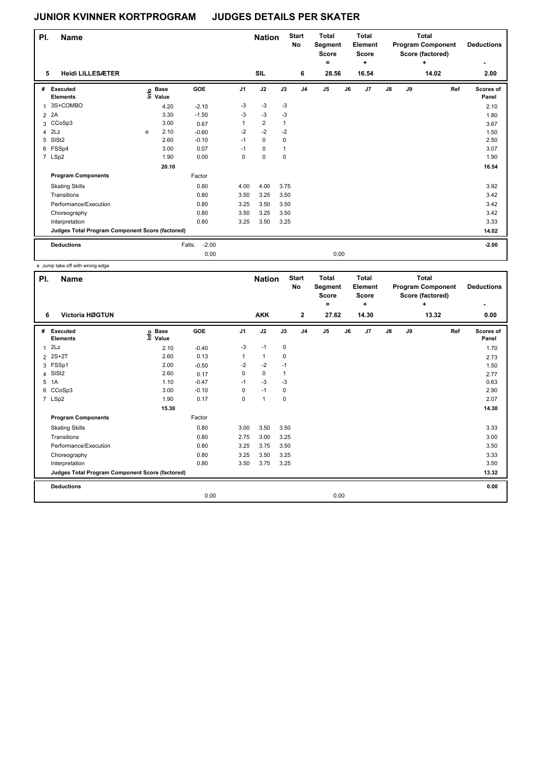# JUNIOR KVINNER KORTPROGRAM JUDGES DETAILS PER SKATER

| Pl. | Name | Nation | Start No | Total Segment Score = | Total Element Score + | Total Program Component Score (factored) + | Deductions - |
|---|---|---|---|---|---|---|---|
| 5 | Heidi LILLESÆTER | SIL | 6 | 28.56 | 16.54 | 14.02 | 2.00 |

| # | Executed Elements | Info | Base Value | GOE | J1 | J2 | J3 | J4 | J5 | J6 | J7 | J8 | J9 | Ref | Scores of Panel |
|---|---|---|---|---|---|---|---|---|---|---|---|---|---|---|---|
| 1 | 3S+COMBO | | 4.20 | -2.10 | -3 | -3 | -3 | | | | | | | | 2.10 |
| 2 | 2A | | 3.30 | -1.50 | -3 | -3 | -3 | | | | | | | | 1.80 |
| 3 | CCoSp3 | | 3.00 | 0.67 | 1 | 2 | 1 | | | | | | | | 3.67 |
| 4 | 2Lz | e | 2.10 | -0.60 | -2 | -2 | -2 | | | | | | | | 1.50 |
| 5 | SlSt2 | | 2.60 | -0.10 | -1 | 0 | 0 | | | | | | | | 2.50 |
| 6 | FSSp4 | | 3.00 | 0.07 | -1 | 0 | 1 | | | | | | | | 3.07 |
| 7 | LSp2 | | 1.90 | 0.00 | 0 | 0 | 0 | | | | | | | | 1.90 |
| | | | 20.10 | | | | | | | | | | | | 16.54 |
| | **Program Components** | | | Factor | | | | | | | | | | | |
| | Skating Skills | | | 0.80 | 4.00 | 4.00 | 3.75 | | | | | | | | 3.92 |
| | Transitions | | | 0.80 | 3.50 | 3.25 | 3.50 | | | | | | | | 3.42 |
| | Performance/Execution | | | 0.80 | 3.25 | 3.50 | 3.50 | | | | | | | | 3.42 |
| | Choreography | | | 0.80 | 3.50 | 3.25 | 3.50 | | | | | | | | 3.42 |
| | Interpretation | | | 0.80 | 3.25 | 3.50 | 3.25 | | | | | | | | 3.33 |
| | **Judges Total Program Component Score (factored)** | | | | | | | | | | | | | | 14.02 |
| | **Deductions** | | | Falls: -2.00 | | | | | | | | | | | -2.00 |
| | | | | 0.00 | | | | | 0.00 | | | | | | |

e Jump take off with wrong edge

| Pl. | Name | Nation | Start No | Total Segment Score = | Total Element Score + | Total Program Component Score (factored) + | Deductions - |
|---|---|---|---|---|---|---|---|
| 6 | Victoria HØGTUN | AKK | 2 | 27.62 | 14.30 | 13.32 | 0.00 |

| # | Executed Elements | Info | Base Value | GOE | J1 | J2 | J3 | J4 | J5 | J6 | J7 | J8 | J9 | Ref | Scores of Panel |
|---|---|---|---|---|---|---|---|---|---|---|---|---|---|---|---|
| 1 | 2Lz | | 2.10 | -0.40 | -3 | -1 | 0 | | | | | | | | 1.70 |
| 2 | 2S+2T | | 2.60 | 0.13 | 1 | 1 | 0 | | | | | | | | 2.73 |
| 3 | FSSp1 | | 2.00 | -0.50 | -2 | -2 | -1 | | | | | | | | 1.50 |
| 4 | SlSt2 | | 2.60 | 0.17 | 0 | 0 | 1 | | | | | | | | 2.77 |
| 5 | 1A | | 1.10 | -0.47 | -1 | -3 | -3 | | | | | | | | 0.63 |
| 6 | CCoSp3 | | 3.00 | -0.10 | 0 | -1 | 0 | | | | | | | | 2.90 |
| 7 | LSp2 | | 1.90 | 0.17 | 0 | 1 | 0 | | | | | | | | 2.07 |
| | | | 15.30 | | | | | | | | | | | | 14.30 |
| | **Program Components** | | | Factor | | | | | | | | | | | |
| | Skating Skills | | | 0.80 | 3.00 | 3.50 | 3.50 | | | | | | | | 3.33 |
| | Transitions | | | 0.80 | 2.75 | 3.00 | 3.25 | | | | | | | | 3.00 |
| | Performance/Execution | | | 0.80 | 3.25 | 3.75 | 3.50 | | | | | | | | 3.50 |
| | Choreography | | | 0.80 | 3.25 | 3.50 | 3.25 | | | | | | | | 3.33 |
| | Interpretation | | | 0.80 | 3.50 | 3.75 | 3.25 | | | | | | | | 3.50 |
| | **Judges Total Program Component Score (factored)** | | | | | | | | | | | | | | 13.32 |
| | **Deductions** | | | | | | | | | | | | | | 0.00 |
| | | | | 0.00 | | | | | 0.00 | | | | | | |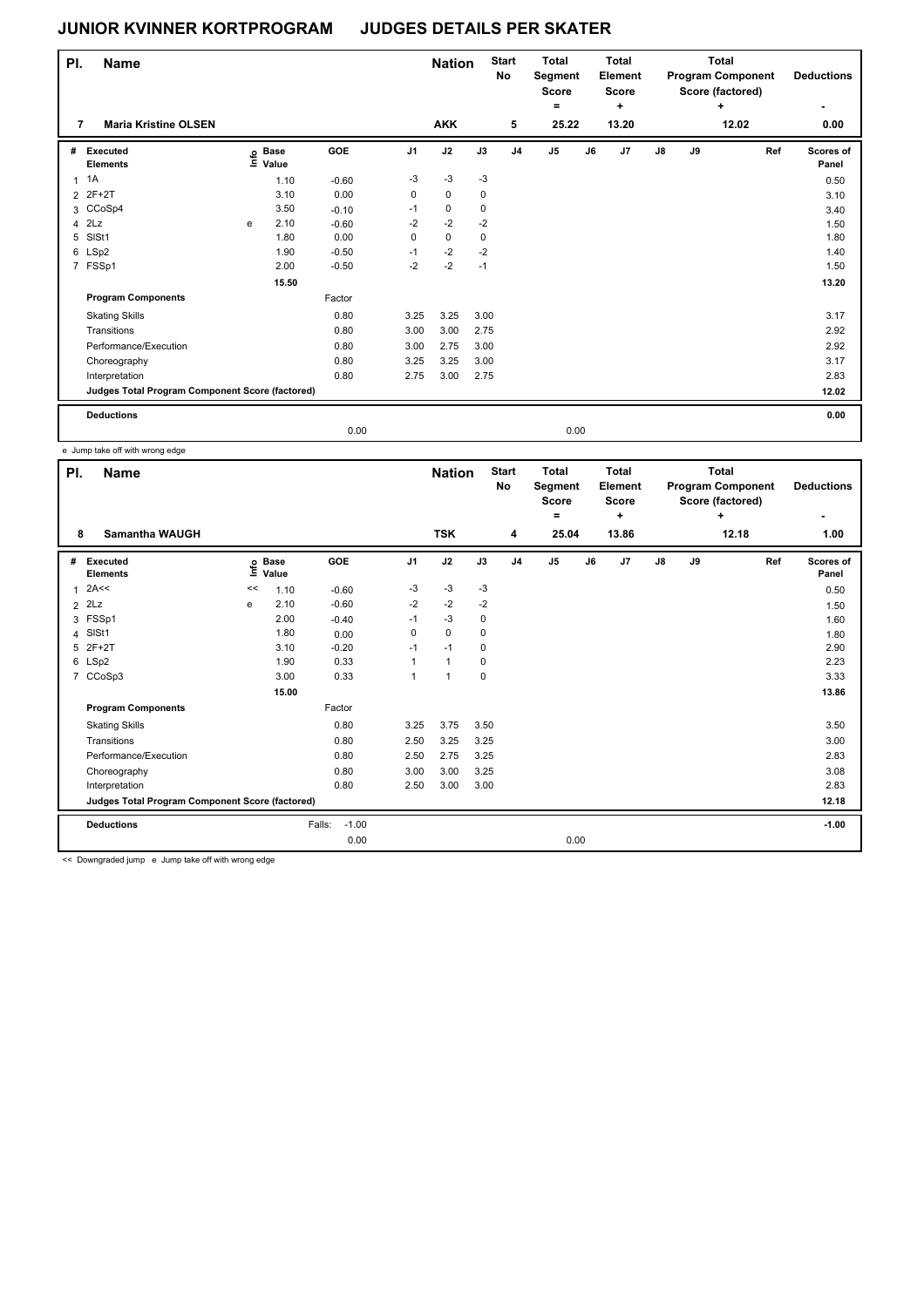# JUNIOR KVINNER KORTPROGRAM     JUDGES DETAILS PER SKATER

| Pl. | Name | Nation | Start No | Total Segment Score = | Total Element Score + | Total Program Component Score (factored) + | Deductions - |
|---|---|---|---|---|---|---|---|
| 7 | Maria Kristine OLSEN | AKK | 5 | 25.22 | 13.20 | 12.02 | 0.00 |

| # | Executed Elements | Info | Base Value | GOE | J1 | J2 | J3 | J4 | J5 | J6 | J7 | J8 | J9 | Ref | Scores of Panel |
|---|---|---|---|---|---|---|---|---|---|---|---|---|---|---|---|
| 1 | 1A | | 1.10 | -0.60 | -3 | -3 | -3 | | | | | | | | 0.50 |
| 2 | 2F+2T | | 3.10 | 0.00 | 0 | 0 | 0 | | | | | | | | 3.10 |
| 3 | CCoSp4 | | 3.50 | -0.10 | -1 | 0 | 0 | | | | | | | | 3.40 |
| 4 | 2Lz | e | 2.10 | -0.60 | -2 | -2 | -2 | | | | | | | | 1.50 |
| 5 | SlSt1 | | 1.80 | 0.00 | 0 | 0 | 0 | | | | | | | | 1.80 |
| 6 | LSp2 | | 1.90 | -0.50 | -1 | -2 | -2 | | | | | | | | 1.40 |
| 7 | FSSp1 | | 2.00 | -0.50 | -2 | -2 | -1 | | | | | | | | 1.50 |
| | | | 15.50 | | | | | | | | | | | | 13.20 |
| | **Program Components** | | | Factor | | | | | | | | | | | |
| | Skating Skills | | | 0.80 | 3.25 | 3.25 | 3.00 | | | | | | | | 3.17 |
| | Transitions | | | 0.80 | 3.00 | 3.00 | 2.75 | | | | | | | | 2.92 |
| | Performance/Execution | | | 0.80 | 3.00 | 2.75 | 3.00 | | | | | | | | 2.92 |
| | Choreography | | | 0.80 | 3.25 | 3.25 | 3.00 | | | | | | | | 3.17 |
| | Interpretation | | | 0.80 | 2.75 | 3.00 | 2.75 | | | | | | | | 2.83 |
| | **Judges Total Program Component Score (factored)** | | | | | | | | | | | | | | 12.02 |
| | **Deductions** | | | | | | | | | | | | | | 0.00 |
| | | | | 0.00 | | | | | 0.00 | | | | | | |

e Jump take off with wrong edge

| Pl. | Name | Nation | Start No | Total Segment Score = | Total Element Score + | Total Program Component Score (factored) + | Deductions - |
|---|---|---|---|---|---|---|---|
| 8 | Samantha WAUGH | TSK | 4 | 25.04 | 13.86 | 12.18 | 1.00 |

| # | Executed Elements | Info | Base Value | GOE | J1 | J2 | J3 | J4 | J5 | J6 | J7 | J8 | J9 | Ref | Scores of Panel |
|---|---|---|---|---|---|---|---|---|---|---|---|---|---|---|---|
| 1 | 2A<< | << | 1.10 | -0.60 | -3 | -3 | -3 | | | | | | | | 0.50 |
| 2 | 2Lz | e | 2.10 | -0.60 | -2 | -2 | -2 | | | | | | | | 1.50 |
| 3 | FSSp1 | | 2.00 | -0.40 | -1 | -3 | 0 | | | | | | | | 1.60 |
| 4 | SlSt1 | | 1.80 | 0.00 | 0 | 0 | 0 | | | | | | | | 1.80 |
| 5 | 2F+2T | | 3.10 | -0.20 | -1 | -1 | 0 | | | | | | | | 2.90 |
| 6 | LSp2 | | 1.90 | 0.33 | 1 | 1 | 0 | | | | | | | | 2.23 |
| 7 | CCoSp3 | | 3.00 | 0.33 | 1 | 1 | 0 | | | | | | | | 3.33 |
| | | | 15.00 | | | | | | | | | | | | 13.86 |
| | **Program Components** | | | Factor | | | | | | | | | | | |
| | Skating Skills | | | 0.80 | 3.25 | 3.75 | 3.50 | | | | | | | | 3.50 |
| | Transitions | | | 0.80 | 2.50 | 3.25 | 3.25 | | | | | | | | 3.00 |
| | Performance/Execution | | | 0.80 | 2.50 | 2.75 | 3.25 | | | | | | | | 2.83 |
| | Choreography | | | 0.80 | 3.00 | 3.00 | 3.25 | | | | | | | | 3.08 |
| | Interpretation | | | 0.80 | 2.50 | 3.00 | 3.00 | | | | | | | | 2.83 |
| | **Judges Total Program Component Score (factored)** | | | | | | | | | | | | | | 12.18 |
| | **Deductions** | | Falls: | -1.00 | | | | | | | | | | | -1.00 |
| | | | | 0.00 | | | | | 0.00 | | | | | | |

<< Downgraded jump   e Jump take off with wrong edge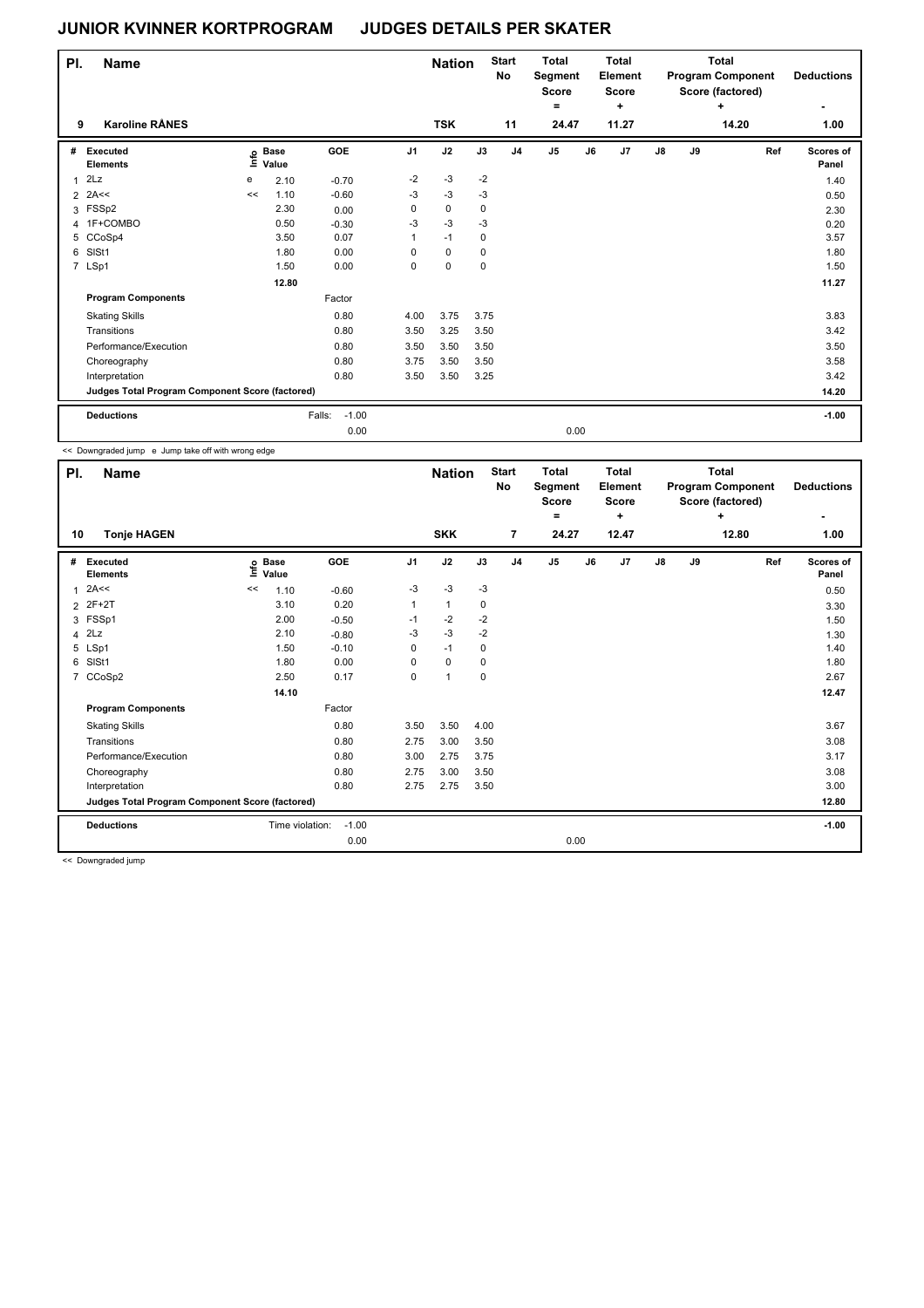# JUNIOR KVINNER KORTPROGRAM JUDGES DETAILS PER SKATER

| Pl. | Name | Nation | Start No | Total Segment Score = | Total Element Score + | Total Program Component Score (factored) + | Deductions - |
|---|---|---|---|---|---|---|---|
| 9 | Karoline RÅNES | TSK | 11 | 24.47 | 11.27 | 14.20 | 1.00 |

| # | Executed Elements | Info | Base Value | GOE | J1 | J2 | J3 | J4 | J5 | J6 | J7 | J8 | J9 | Ref | Scores of Panel |
|---|---|---|---|---|---|---|---|---|---|---|---|---|---|---|---|
| 1 | 2Lz | e | 2.10 | -0.70 | -2 | -3 | -2 | | | | | | | | 1.40 |
| 2 | 2A<< | << | 1.10 | -0.60 | -3 | -3 | -3 | | | | | | | | 0.50 |
| 3 | FSSp2 | | 2.30 | 0.00 | 0 | 0 | 0 | | | | | | | | 2.30 |
| 4 | 1F+COMBO | | 0.50 | -0.30 | -3 | -3 | -3 | | | | | | | | 0.20 |
| 5 | CCoSp4 | | 3.50 | 0.07 | 1 | -1 | 0 | | | | | | | | 3.57 |
| 6 | SlSt1 | | 1.80 | 0.00 | 0 | 0 | 0 | | | | | | | | 1.80 |
| 7 | LSp1 | | 1.50 | 0.00 | 0 | 0 | 0 | | | | | | | | 1.50 |
| | | | 12.80 | | | | | | | | | | | | 11.27 |
| | **Program Components** | | | Factor | | | | | | | | | | | |
| | Skating Skills | | | 0.80 | 4.00 | 3.75 | 3.75 | | | | | | | | 3.83 |
| | Transitions | | | 0.80 | 3.50 | 3.25 | 3.50 | | | | | | | | 3.42 |
| | Performance/Execution | | | 0.80 | 3.50 | 3.50 | 3.50 | | | | | | | | 3.50 |
| | Choreography | | | 0.80 | 3.75 | 3.50 | 3.50 | | | | | | | | 3.58 |
| | Interpretation | | | 0.80 | 3.50 | 3.50 | 3.25 | | | | | | | | 3.42 |
| | **Judges Total Program Component Score (factored)** | | | | | | | | | | | | | | 14.20 |
| | **Deductions** | | Falls: | -1.00 | | | | | | | | | | | -1.00 |
| | | | | 0.00 | | | | | 0.00 | | | | | | |

<< Downgraded jump e Jump take off with wrong edge

| Pl. | Name | Nation | Start No | Total Segment Score = | Total Element Score + | Total Program Component Score (factored) + | Deductions - |
|---|---|---|---|---|---|---|---|
| 10 | Tonje HAGEN | SKK | 7 | 24.27 | 12.47 | 12.80 | 1.00 |

| # | Executed Elements | Info | Base Value | GOE | J1 | J2 | J3 | J4 | J5 | J6 | J7 | J8 | J9 | Ref | Scores of Panel |
|---|---|---|---|---|---|---|---|---|---|---|---|---|---|---|---|
| 1 | 2A<< | << | 1.10 | -0.60 | -3 | -3 | -3 | | | | | | | | 0.50 |
| 2 | 2F+2T | | 3.10 | 0.20 | 1 | 1 | 0 | | | | | | | | 3.30 |
| 3 | FSSp1 | | 2.00 | -0.50 | -1 | -2 | -2 | | | | | | | | 1.50 |
| 4 | 2Lz | | 2.10 | -0.80 | -3 | -3 | -2 | | | | | | | | 1.30 |
| 5 | LSp1 | | 1.50 | -0.10 | 0 | -1 | 0 | | | | | | | | 1.40 |
| 6 | SlSt1 | | 1.80 | 0.00 | 0 | 0 | 0 | | | | | | | | 1.80 |
| 7 | CCoSp2 | | 2.50 | 0.17 | 0 | 1 | 0 | | | | | | | | 2.67 |
| | | | 14.10 | | | | | | | | | | | | 12.47 |
| | **Program Components** | | | Factor | | | | | | | | | | | |
| | Skating Skills | | | 0.80 | 3.50 | 3.50 | 4.00 | | | | | | | | 3.67 |
| | Transitions | | | 0.80 | 2.75 | 3.00 | 3.50 | | | | | | | | 3.08 |
| | Performance/Execution | | | 0.80 | 3.00 | 2.75 | 3.75 | | | | | | | | 3.17 |
| | Choreography | | | 0.80 | 2.75 | 3.00 | 3.50 | | | | | | | | 3.08 |
| | Interpretation | | | 0.80 | 2.75 | 2.75 | 3.50 | | | | | | | | 3.00 |
| | **Judges Total Program Component Score (factored)** | | | | | | | | | | | | | | 12.80 |
| | **Deductions** | | Time violation: | -1.00 | | | | | | | | | | | -1.00 |
| | | | | 0.00 | | | | | 0.00 | | | | | | |

<< Downgraded jump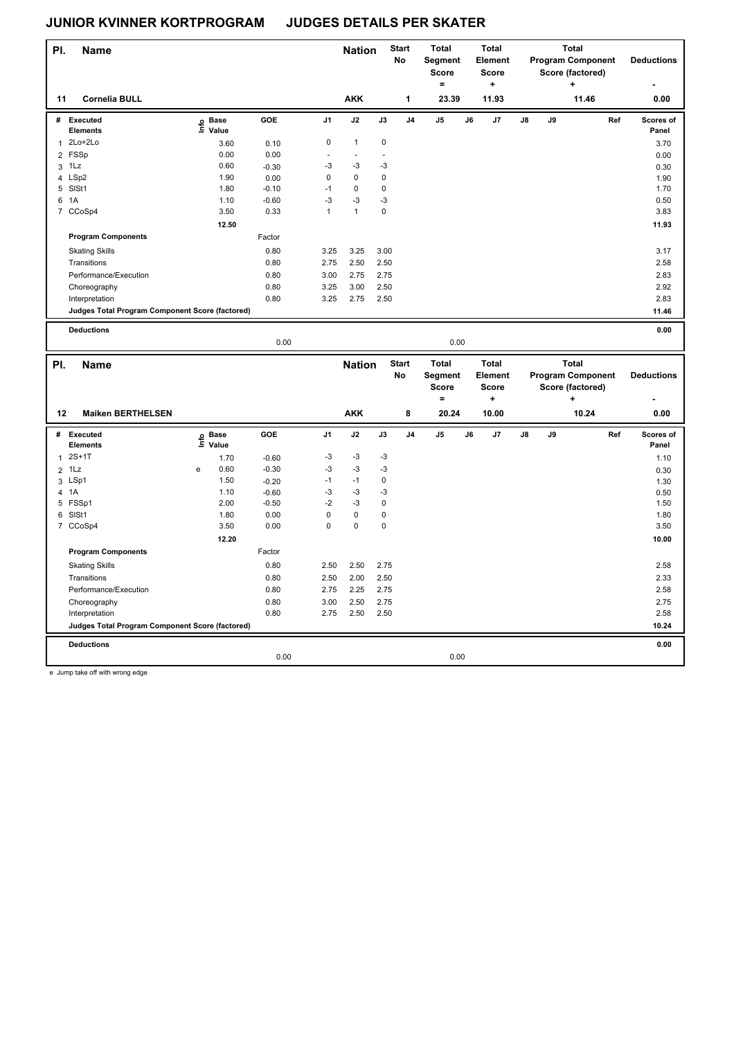# JUNIOR KVINNER KORTPROGRAM JUDGES DETAILS PER SKATER

| Pl. | Name | Nation | Start No | Total Segment Score = | Total Element Score + | Total Program Component Score (factored) + | Deductions - |
|---|---|---|---|---|---|---|---|
| 11 | Cornelia BULL | AKK | 1 | 23.39 | 11.93 | 11.46 | 0.00 |

| # | Executed Elements | Info | Base Value | GOE | J1 | J2 | J3 | J4 | J5 | J6 | J7 | J8 | J9 | Ref | Scores of Panel |
|---|---|---|---|---|---|---|---|---|---|---|---|---|---|---|---|
| 1 | 2Lo+2Lo | | 3.60 | 0.10 | 0 | 1 | 0 | | | | | | | | 3.70 |
| 2 | FSSp | | 0.00 | 0.00 | - | - | - | | | | | | | | 0.00 |
| 3 | 1Lz | | 0.60 | -0.30 | -3 | -3 | -3 | | | | | | | | 0.30 |
| 4 | LSp2 | | 1.90 | 0.00 | 0 | 0 | 0 | | | | | | | | 1.90 |
| 5 | SlSt1 | | 1.80 | -0.10 | -1 | 0 | 0 | | | | | | | | 1.70 |
| 6 | 1A | | 1.10 | -0.60 | -3 | -3 | -3 | | | | | | | | 0.50 |
| 7 | CCoSp4 | | 3.50 | 0.33 | 1 | 1 | 0 | | | | | | | | 3.83 |
| | | | 12.50 | | | | | | | | | | | | 11.93 |
| | **Program Components** | | | Factor | | | | | | | | | | | |
| | Skating Skills | | | 0.80 | 3.25 | 3.25 | 3.00 | | | | | | | | 3.17 |
| | Transitions | | | 0.80 | 2.75 | 2.50 | 2.50 | | | | | | | | 2.58 |
| | Performance/Execution | | | 0.80 | 3.00 | 2.75 | 2.75 | | | | | | | | 2.83 |
| | Choreography | | | 0.80 | 3.25 | 3.00 | 2.50 | | | | | | | | 2.92 |
| | Interpretation | | | 0.80 | 3.25 | 2.75 | 2.50 | | | | | | | | 2.83 |
| | **Judges Total Program Component Score (factored)** | | | | | | | | | | | | | | 11.46 |
| | **Deductions** | | | 0.00 | | | | | 0.00 | | | | | | 0.00 |

| Pl. | Name | Nation | Start No | Total Segment Score = | Total Element Score + | Total Program Component Score (factored) + | Deductions - |
|---|---|---|---|---|---|---|---|
| 12 | Maiken BERTHELSEN | AKK | 8 | 20.24 | 10.00 | 10.24 | 0.00 |

| # | Executed Elements | Info | Base Value | GOE | J1 | J2 | J3 | J4 | J5 | J6 | J7 | J8 | J9 | Ref | Scores of Panel |
|---|---|---|---|---|---|---|---|---|---|---|---|---|---|---|---|
| 1 | 2S+1T | | 1.70 | -0.60 | -3 | -3 | -3 | | | | | | | | 1.10 |
| 2 | 1Lz | e | 0.60 | -0.30 | -3 | -3 | -3 | | | | | | | | 0.30 |
| 3 | LSp1 | | 1.50 | -0.20 | -1 | -1 | 0 | | | | | | | | 1.30 |
| 4 | 1A | | 1.10 | -0.60 | -3 | -3 | -3 | | | | | | | | 0.50 |
| 5 | FSSp1 | | 2.00 | -0.50 | -2 | -3 | 0 | | | | | | | | 1.50 |
| 6 | SlSt1 | | 1.80 | 0.00 | 0 | 0 | 0 | | | | | | | | 1.80 |
| 7 | CCoSp4 | | 3.50 | 0.00 | 0 | 0 | 0 | | | | | | | | 3.50 |
| | | | 12.20 | | | | | | | | | | | | 10.00 |
| | **Program Components** | | | Factor | | | | | | | | | | | |
| | Skating Skills | | | 0.80 | 2.50 | 2.50 | 2.75 | | | | | | | | 2.58 |
| | Transitions | | | 0.80 | 2.50 | 2.00 | 2.50 | | | | | | | | 2.33 |
| | Performance/Execution | | | 0.80 | 2.75 | 2.25 | 2.75 | | | | | | | | 2.58 |
| | Choreography | | | 0.80 | 3.00 | 2.50 | 2.75 | | | | | | | | 2.75 |
| | Interpretation | | | 0.80 | 2.75 | 2.50 | 2.50 | | | | | | | | 2.58 |
| | **Judges Total Program Component Score (factored)** | | | | | | | | | | | | | | 10.24 |
| | **Deductions** | | | 0.00 | | | | | 0.00 | | | | | | 0.00 |

e Jump take off with wrong edge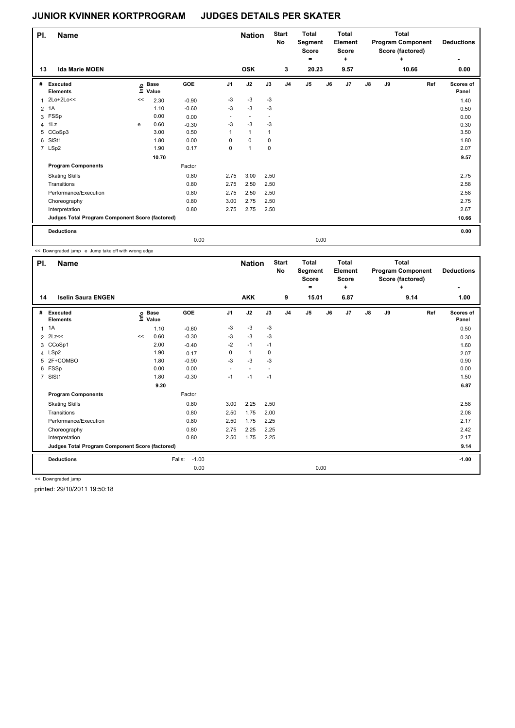# JUNIOR KVINNER KORTPROGRAM JUDGES DETAILS PER SKATER

| Pl. | Name | Nation | Start No | Total Segment Score = | Total Element Score + | Total Program Component Score (factored) + | Deductions - |
|---|---|---|---|---|---|---|---|
| 13 | Ida Marie MOEN | OSK | 3 | 20.23 | 9.57 | 10.66 | 0.00 |

| # | Executed Elements | Info | Base Value | GOE | J1 | J2 | J3 | J4 | J5 | J6 | J7 | J8 | J9 | Ref | Scores of Panel |
|---|---|---|---|---|---|---|---|---|---|---|---|---|---|---|---|
| 1 | 2Lo+2Lo<< | << | 2.30 | -0.90 | -3 | -3 | -3 | | | | | | | | 1.40 |
| 2 | 1A | | 1.10 | -0.60 | -3 | -3 | -3 | | | | | | | | 0.50 |
| 3 | FSSp | | 0.00 | 0.00 | - | - | - | | | | | | | | 0.00 |
| 4 | 1Lz | e | 0.60 | -0.30 | -3 | -3 | -3 | | | | | | | | 0.30 |
| 5 | CCoSp3 | | 3.00 | 0.50 | 1 | 1 | 1 | | | | | | | | 3.50 |
| 6 | SlSt1 | | 1.80 | 0.00 | 0 | 0 | 0 | | | | | | | | 1.80 |
| 7 | LSp2 | | 1.90 | 0.17 | 0 | 1 | 0 | | | | | | | | 2.07 |
| | | | 10.70 | | | | | | | | | | | | 9.57 |
| | **Program Components** | | | Factor | | | | | | | | | | | |
| | Skating Skills | | | 0.80 | 2.75 | 3.00 | 2.50 | | | | | | | | 2.75 |
| | Transitions | | | 0.80 | 2.75 | 2.50 | 2.50 | | | | | | | | 2.58 |
| | Performance/Execution | | | 0.80 | 2.75 | 2.50 | 2.50 | | | | | | | | 2.58 |
| | Choreography | | | 0.80 | 3.00 | 2.75 | 2.50 | | | | | | | | 2.75 |
| | Interpretation | | | 0.80 | 2.75 | 2.75 | 2.50 | | | | | | | | 2.67 |
| | **Judges Total Program Component Score (factored)** | | | | | | | | | | | | | | 10.66 |
| | **Deductions** | | | | | | | | | | | | | | 0.00 |
| | | | | 0.00 | | | | | 0.00 | | | | | | |

<< Downgraded jump e Jump take off with wrong edge

| Pl. | Name | Nation | Start No | Total Segment Score = | Total Element Score + | Total Program Component Score (factored) + | Deductions - |
|---|---|---|---|---|---|---|---|
| 14 | Iselin Saura ENGEN | AKK | 9 | 15.01 | 6.87 | 9.14 | 1.00 |

| # | Executed Elements | Info | Base Value | GOE | J1 | J2 | J3 | J4 | J5 | J6 | J7 | J8 | J9 | Ref | Scores of Panel |
|---|---|---|---|---|---|---|---|---|---|---|---|---|---|---|---|
| 1 | 1A | | 1.10 | -0.60 | -3 | -3 | -3 | | | | | | | | 0.50 |
| 2 | 2Lz<< | << | 0.60 | -0.30 | -3 | -3 | -3 | | | | | | | | 0.30 |
| 3 | CCoSp1 | | 2.00 | -0.40 | -2 | -1 | -1 | | | | | | | | 1.60 |
| 4 | LSp2 | | 1.90 | 0.17 | 0 | 1 | 0 | | | | | | | | 2.07 |
| 5 | 2F+COMBO | | 1.80 | -0.90 | -3 | -3 | -3 | | | | | | | | 0.90 |
| 6 | FSSp | | 0.00 | 0.00 | - | - | - | | | | | | | | 0.00 |
| 7 | SlSt1 | | 1.80 | -0.30 | -1 | -1 | -1 | | | | | | | | 1.50 |
| | | | 9.20 | | | | | | | | | | | | 6.87 |
| | **Program Components** | | | Factor | | | | | | | | | | | |
| | Skating Skills | | | 0.80 | 3.00 | 2.25 | 2.50 | | | | | | | | 2.58 |
| | Transitions | | | 0.80 | 2.50 | 1.75 | 2.00 | | | | | | | | 2.08 |
| | Performance/Execution | | | 0.80 | 2.50 | 1.75 | 2.25 | | | | | | | | 2.17 |
| | Choreography | | | 0.80 | 2.75 | 2.25 | 2.25 | | | | | | | | 2.42 |
| | Interpretation | | | 0.80 | 2.50 | 1.75 | 2.25 | | | | | | | | 2.17 |
| | **Judges Total Program Component Score (factored)** | | | | | | | | | | | | | | 9.14 |
| | **Deductions** | | Falls: | -1.00 | | | | | | | | | | | -1.00 |
| | | | | 0.00 | | | | | 0.00 | | | | | | |

<< Downgraded jump

printed: 29/10/2011 19:50:18